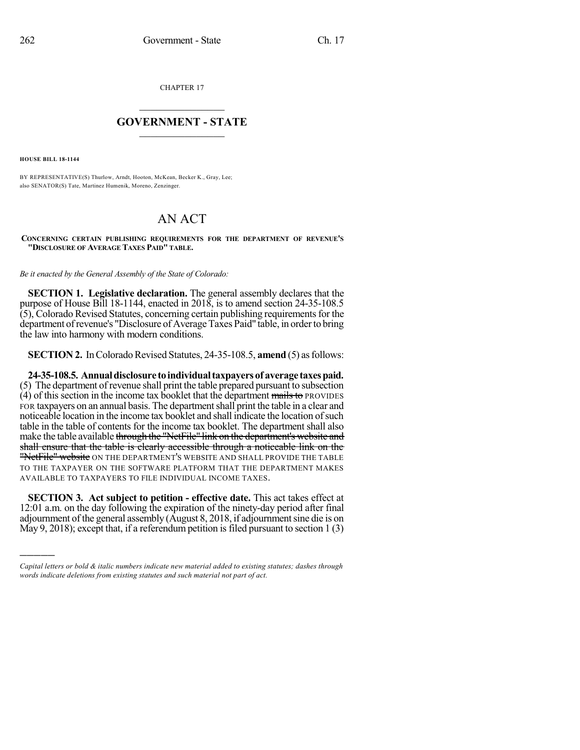CHAPTER 17

# GOVERNMENT - STATE

**HOUSE BILL 18-1144**

BY REPRESENTATIVE(S) Thurlow, Arndt, Hooton, McKean, Becker K., Gray, Lee; also SENATOR(S) Tate, Martinez Humenik, Moreno, Zenzinger.

# AN ACT

**CONCERNING CERTAIN PUBLISHING REQUIREMENTS FOR THE DEPARTMENT OF REVENUE'S "DISCLOSURE OF AVERAGE TAXES PAID" TABLE.**

*Be it enacted by the General Assembly of the State of Colorado:*

**SECTION 1. Legislative declaration.** The general assembly declares that the purpose of House Bill 18-1144, enacted in 2018, is to amend section 24-35-108.5 (5), Colorado Revised Statutes, concerning certain publishing requirements for the department of revenue's "Disclosure of Average Taxes Paid" table, in order to bring the law into harmony with modern conditions.

**SECTION 2.** In Colorado Revised Statutes, 24-35-108.5, **amend** (5) as follows:

**24-35-108.5. Annual disclosure to individual taxpayers of average taxes paid.** (5) The department of revenue shall print the table prepared pursuant to subsection (4) of this section in the income tax booklet that the department ~~mails to~~ PROVIDES FOR taxpayers on an annual basis. The department shall print the table in a clear and noticeable location in the income tax booklet and shall indicate the location of such table in the table of contents for the income tax booklet. The department shall also make the table available ~~through the "NetFile" link on the department's website and shall ensure that the table is clearly accessible through a noticeable link on the "NetFile" website~~ ON THE DEPARTMENT'S WEBSITE AND SHALL PROVIDE THE TABLE TO THE TAXPAYER ON THE SOFTWARE PLATFORM THAT THE DEPARTMENT MAKES AVAILABLE TO TAXPAYERS TO FILE INDIVIDUAL INCOME TAXES.

**SECTION 3. Act subject to petition - effective date.** This act takes effect at 12:01 a.m. on the day following the expiration of the ninety-day period after final adjournment of the general assembly (August 8, 2018, if adjournment sine die is on May 9, 2018); except that, if a referendum petition is filed pursuant to section 1 (3)

*Capital letters or bold & italic numbers indicate new material added to existing statutes; dashes through words indicate deletions from existing statutes and such material not part of act.*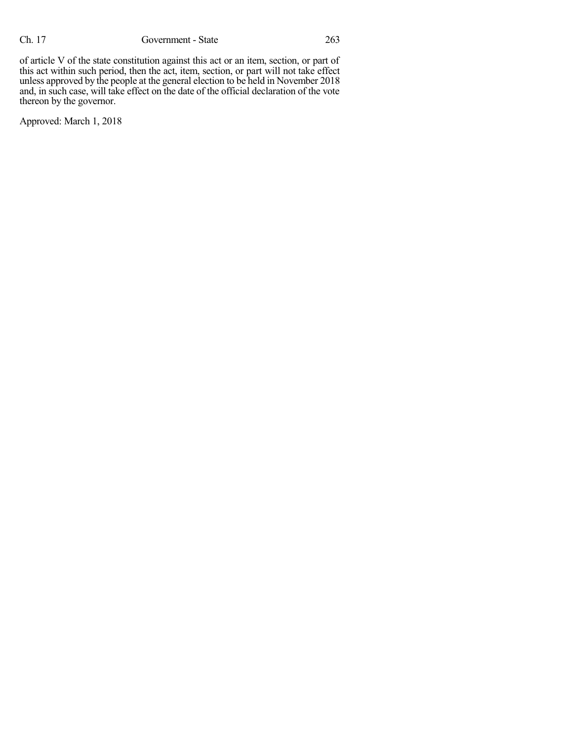of article V of the state constitution against this act or an item, section, or part of this act within such period, then the act, item, section, or part will not take effect unless approved by the people at the general election to be held in November 2018 and, in such case, will take effect on the date of the official declaration of the vote thereon by the governor.

Approved: March 1, 2018